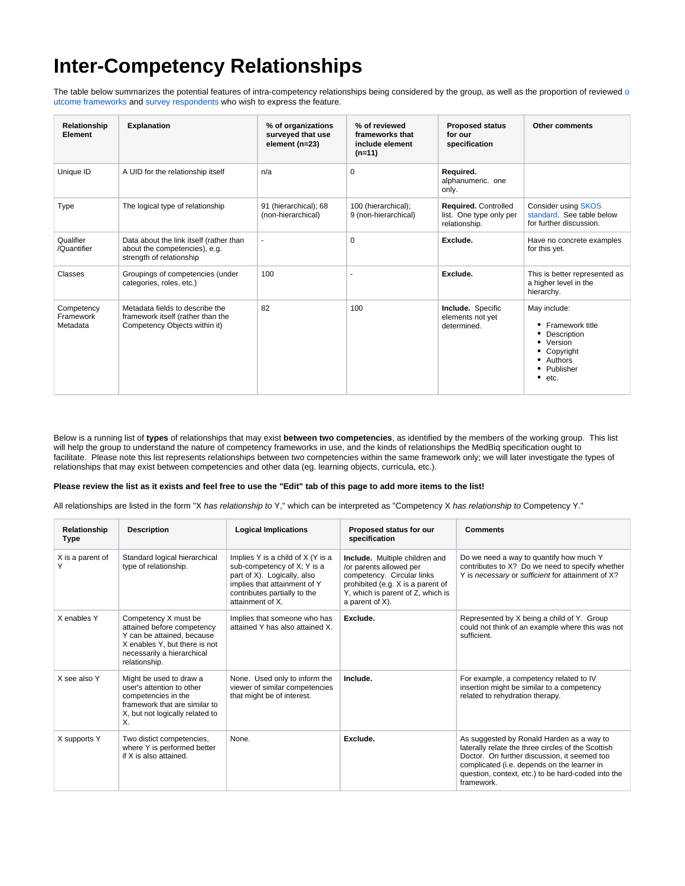# Inter-Competency Relationships

The table below summarizes the potential features of intra-competency relationships being considered by the group, as well as the proportion of reviewed outcome frameworks and survey respondents who wish to express the feature.

| Relationship Element | Explanation | % of organizations surveyed that use element (n=23) | % of reviewed frameworks that include element (n=11) | Proposed status for our specification | Other comments |
|---|---|---|---|---|---|
| Unique ID | A UID for the relationship itself | n/a | 0 | **Required.** alphanumeric. one only. | |
| Type | The logical type of relationship | 91 (hierarchical); 68 (non-hierarchical) | 100 (hierarchical); 9 (non-hierarchical) | **Required.** Controlled list. One type only per relationship. | Consider using SKOS standard. See table below for further discussion. |
| Qualifier /Quantifier | Data about the link itself (rather than about the competencies), e.g. strength of relationship | - | 0 | **Exclude.** | Have no concrete examples for this yet. |
| Classes | Groupings of competencies (under categories, roles, etc.) | 100 | - | **Exclude.** | This is better represented as a higher level in the hierarchy. |
| Competency Framework Metadata | Metadata fields to describe the framework itself (rather than the Competency Objects within it) | 82 | 100 | **Include.** Specific elements not yet determined. | May include: <br>• Framework title <br>• Description <br>• Version <br>• Copyright <br>• Authors <br>• Publisher <br>• etc. |

Below is a running list of **types** of relationships that may exist **between two competencies**, as identified by the members of the working group. This list will help the group to understand the nature of competency frameworks in use, and the kinds of relationships the MedBiq specification ought to facilitate. Please note this list represents relationships between two competencies within the same framework only; we will later investigate the types of relationships that may exist between competencies and other data (eg. learning objects, curricula, etc.).

**Please review the list as it exists and feel free to use the "Edit" tab of this page to add more items to the list!**

All relationships are listed in the form "X *has relationship to* Y," which can be interpreted as "Competency X *has relationship to* Competency Y."

| Relationship Type | Description | Logical Implications | Proposed status for our specification | Comments |
|---|---|---|---|---|
| X is a parent of Y | Standard logical hierarchical type of relationship. | Implies Y is a child of X (Y is a sub-competency of X; Y is a part of X). Logically, also implies that attainment of Y contributes partially to the attainment of X. | **Include.** Multiple children and /or parents allowed per competency. Circular links prohibited (e.g. X is a parent of Y, which is parent of Z, which is a parent of X). | Do we need a way to quantify how much Y contributes to X? Do we need to specify whether Y is *necessary* or *sufficient* for attainment of X? |
| X enables Y | Competency X must be attained before competency Y can be attained, because X enables Y, but there is not necessarily a hierarchical relationship. | Implies that someone who has attained Y has also attained X. | **Exclude.** | Represented by X being a child of Y. Group could not think of an example where this was not sufficient. |
| X see also Y | Might be used to draw a user's attention to other competencies in the framework that are similar to X, but not logically related to X. | None. Used only to inform the viewer of similar competencies that might be of interest. | **Include.** | For example, a competency related to IV insertion might be similar to a competency related to rehydration therapy. |
| X supports Y | Two distict competencies, where Y is performed better if X is also attained. | None. | **Exclude.** | As suggested by Ronald Harden as a way to laterally relate the three circles of the Scottish Doctor. On further discussion, it seemed too complicated (i.e. depends on the learner in question, context, etc.) to be hard-coded into the framework. |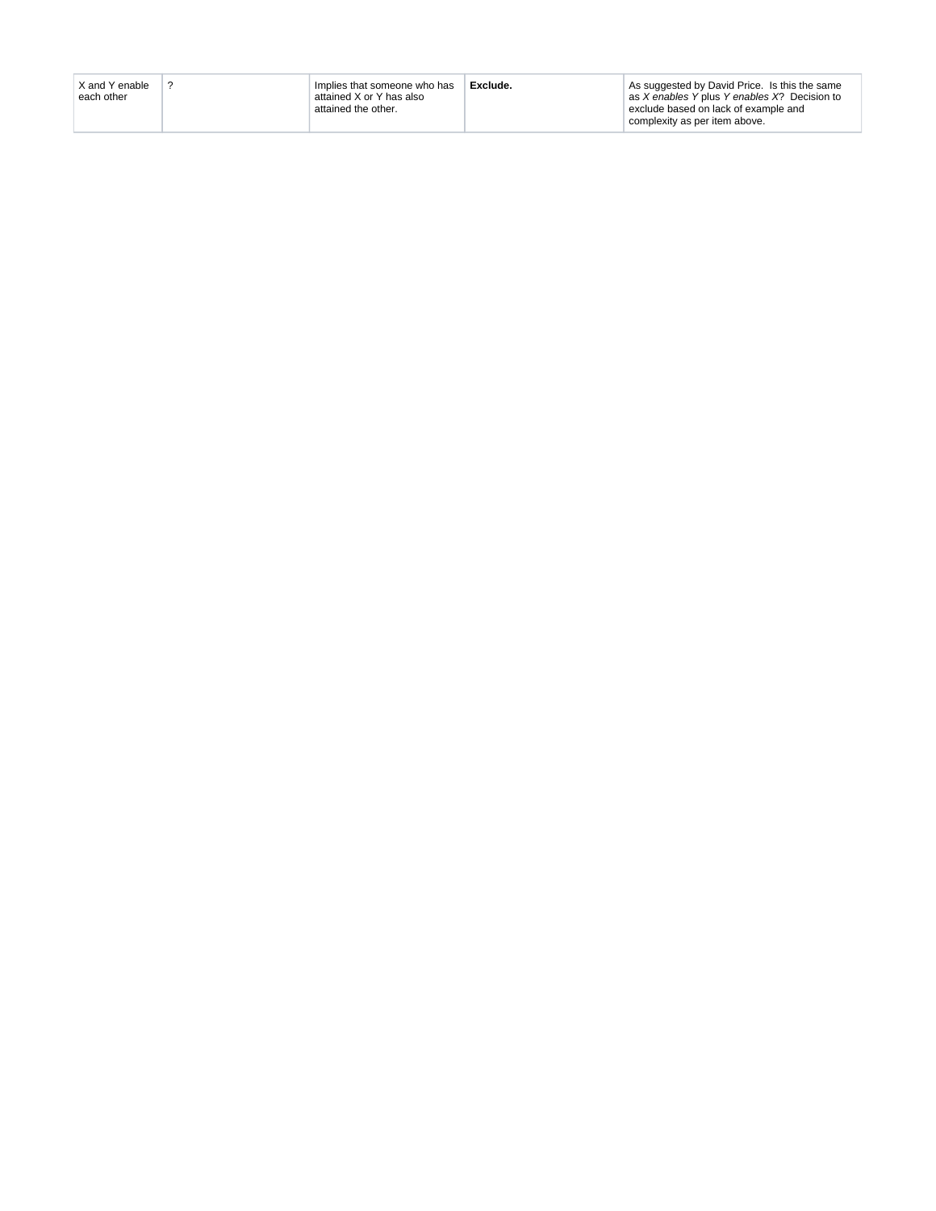| | | | | |
|---|---|---|---|---|
| X and Y enable each other | ? | Implies that someone who has attained X or Y has also attained the other. | **Exclude.** | As suggested by David Price. Is this the same as *X enables Y* plus *Y enables X*? Decision to exclude based on lack of example and complexity as per item above. |